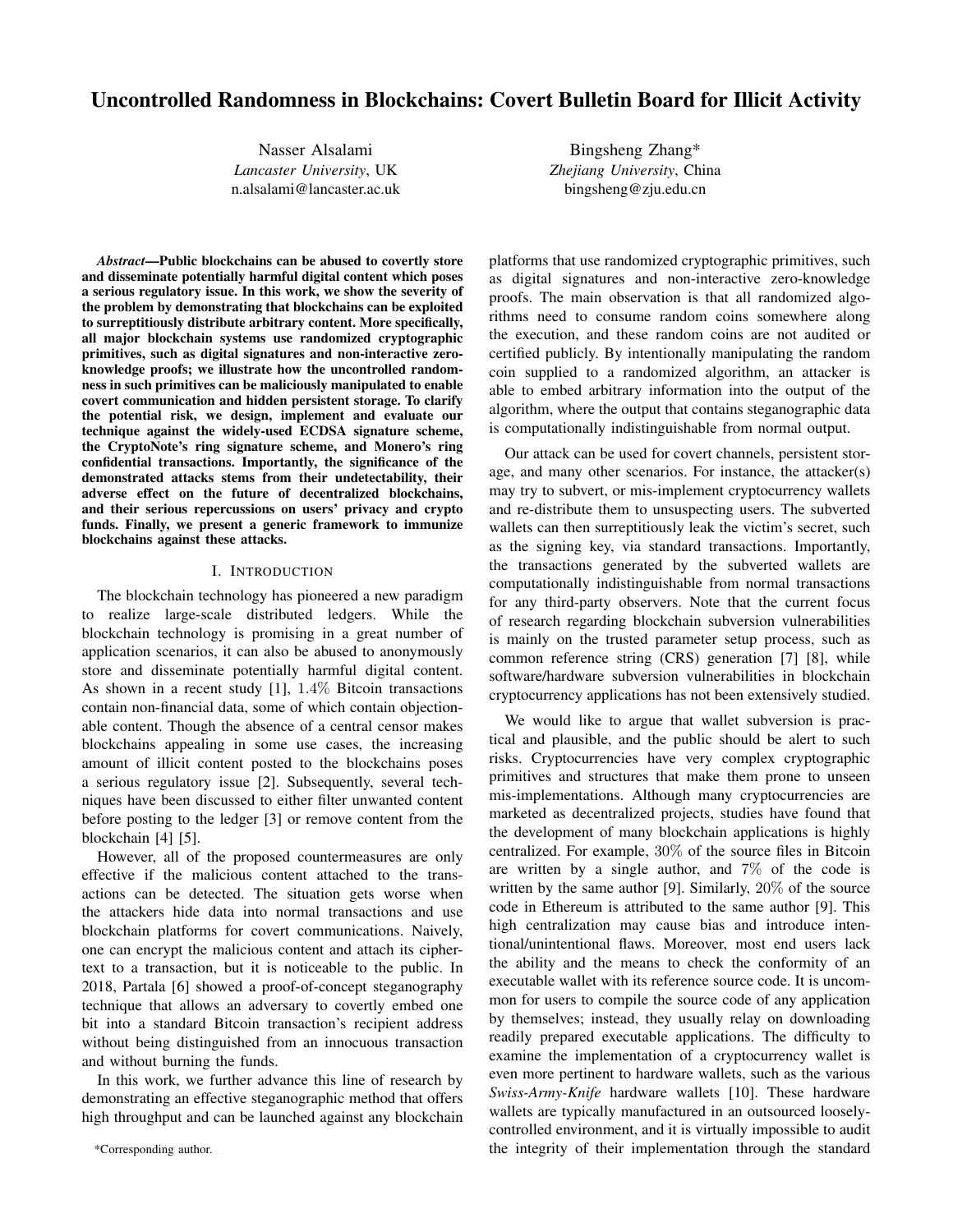# Uncontrolled Randomness in Blockchains: Covert Bulletin Board for Illicit Activity

Nasser Alsalami
*Lancaster University*, UK
n.alsalami@lancaster.ac.uk

Bingsheng Zhang*
*Zhejiang University*, China
bingsheng@zju.edu.cn

***Abstract*—Public blockchains can be abused to covertly store and disseminate potentially harmful digital content which poses a serious regulatory issue. In this work, we show the severity of the problem by demonstrating that blockchains can be exploited to surreptitiously distribute arbitrary content. More specifically, all major blockchain systems use randomized cryptographic primitives, such as digital signatures and non-interactive zero-knowledge proofs; we illustrate how the uncontrolled randomness in such primitives can be maliciously manipulated to enable covert communication and hidden persistent storage. To clarify the potential risk, we design, implement and evaluate our technique against the widely-used ECDSA signature scheme, the CryptoNote's ring signature scheme, and Monero's ring confidential transactions. Importantly, the significance of the demonstrated attacks stems from their undetectability, their adverse effect on the future of decentralized blockchains, and their serious repercussions on users' privacy and crypto funds. Finally, we present a generic framework to immunize blockchains against these attacks.**

## I. Introduction

The blockchain technology has pioneered a new paradigm to realize large-scale distributed ledgers. While the blockchain technology is promising in a great number of application scenarios, it can also be abused to anonymously store and disseminate potentially harmful digital content. As shown in a recent study [1], $1.4\%$ Bitcoin transactions contain non-financial data, some of which contain objectionable content. Though the absence of a central censor makes blockchains appealing in some use cases, the increasing amount of illicit content posted to the blockchains poses a serious regulatory issue [2]. Subsequently, several techniques have been discussed to either filter unwanted content before posting to the ledger [3] or remove content from the blockchain [4] [5].

However, all of the proposed countermeasures are only effective if the malicious content attached to the transactions can be detected. The situation gets worse when the attackers hide data into normal transactions and use blockchain platforms for covert communications. Naively, one can encrypt the malicious content and attach its ciphertext to a transaction, but it is noticeable to the public. In 2018, Partala [6] showed a proof-of-concept steganography technique that allows an adversary to covertly embed one bit into a standard Bitcoin transaction's recipient address without being distinguished from an innocuous transaction and without burning the funds.

In this work, we further advance this line of research by demonstrating an effective steganographic method that offers high throughput and can be launched against any blockchain platforms that use randomized cryptographic primitives, such as digital signatures and non-interactive zero-knowledge proofs. The main observation is that all randomized algorithms need to consume random coins somewhere along the execution, and these random coins are not audited or certified publicly. By intentionally manipulating the random coin supplied to a randomized algorithm, an attacker is able to embed arbitrary information into the output of the algorithm, where the output that contains steganographic data is computationally indistinguishable from normal output.

Our attack can be used for covert channels, persistent storage, and many other scenarios. For instance, the attacker(s) may try to subvert, or mis-implement cryptocurrency wallets and re-distribute them to unsuspecting users. The subverted wallets can then surreptitiously leak the victim's secret, such as the signing key, via standard transactions. Importantly, the transactions generated by the subverted wallets are computationally indistinguishable from normal transactions for any third-party observers. Note that the current focus of research regarding blockchain subversion vulnerabilities is mainly on the trusted parameter setup process, such as common reference string (CRS) generation [7] [8], while software/hardware subversion vulnerabilities in blockchain cryptocurrency applications has not been extensively studied.

We would like to argue that wallet subversion is practical and plausible, and the public should be alert to such risks. Cryptocurrencies have very complex cryptographic primitives and structures that make them prone to unseen mis-implementations. Although many cryptocurrencies are marketed as decentralized projects, studies have found that the development of many blockchain applications is highly centralized. For example, $30\%$ of the source files in Bitcoin are written by a single author, and $7\%$ of the code is written by the same author [9]. Similarly, $20\%$ of the source code in Ethereum is attributed to the same author [9]. This high centralization may cause bias and introduce intentional/unintentional flaws. Moreover, most end users lack the ability and the means to check the conformity of an executable wallet with its reference source code. It is uncommon for users to compile the source code of any application by themselves; instead, they usually relay on downloading readily prepared executable applications. The difficulty to examine the implementation of a cryptocurrency wallet is even more pertinent to hardware wallets, such as the various *Swiss-Army-Knife* hardware wallets [10]. These hardware wallets are typically manufactured in an outsourced loosely-controlled environment, and it is virtually impossible to audit the integrity of their implementation through the standard

*Corresponding author.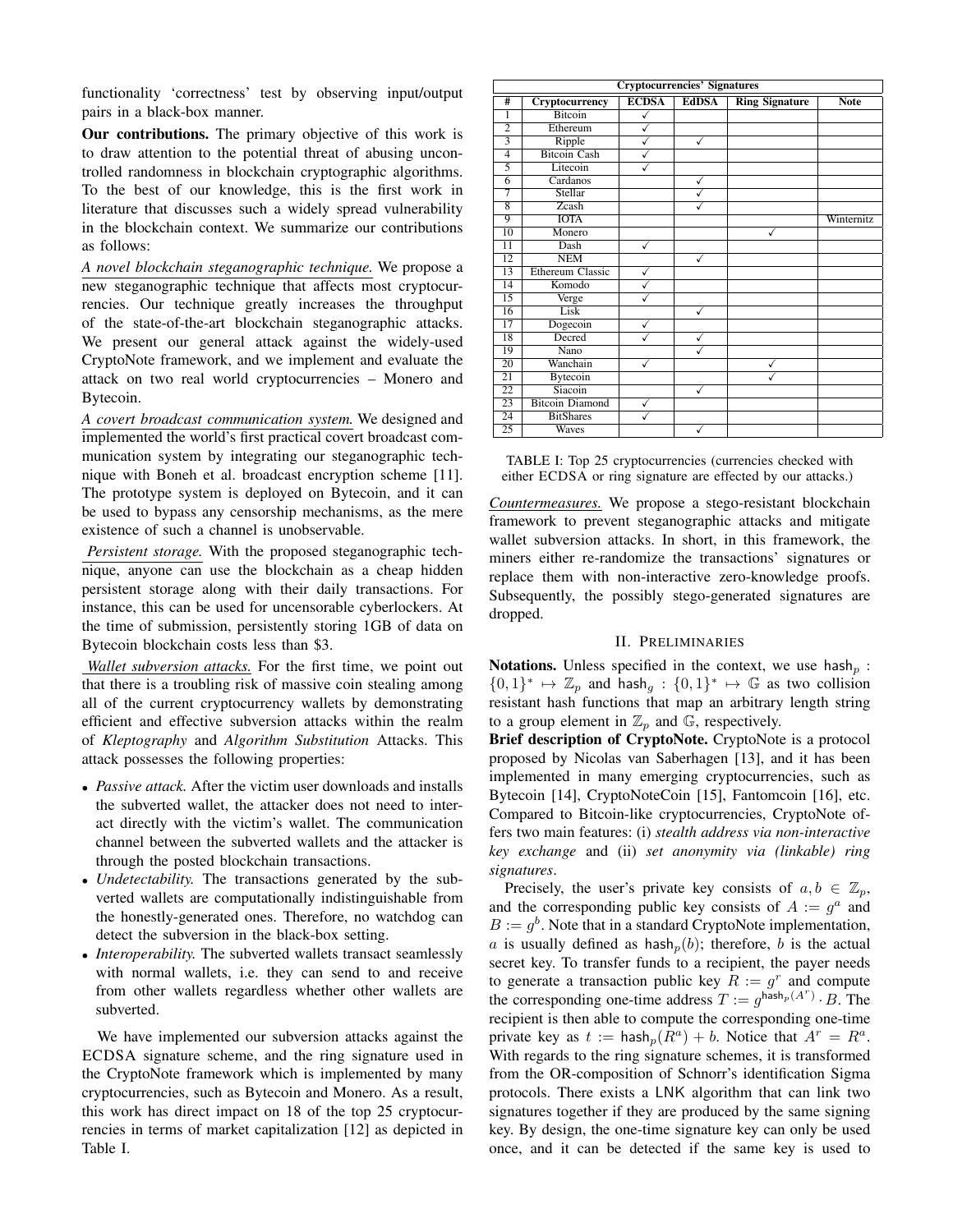functionality 'correctness' test by observing input/output pairs in a black-box manner.

**Our contributions.** The primary objective of this work is to draw attention to the potential threat of abusing uncontrolled randomness in blockchain cryptographic algorithms. To the best of our knowledge, this is the first work in literature that discusses such a widely spread vulnerability in the blockchain context. We summarize our contributions as follows:

*A novel blockchain steganographic technique.* We propose a new steganographic technique that affects most cryptocurrencies. Our technique greatly increases the throughput of the state-of-the-art blockchain steganographic attacks. We present our general attack against the widely-used CryptoNote framework, and we implement and evaluate the attack on two real world cryptocurrencies – Monero and Bytecoin.

*A covert broadcast communication system.* We designed and implemented the world's first practical covert broadcast communication system by integrating our steganographic technique with Boneh et al. broadcast encryption scheme [11]. The prototype system is deployed on Bytecoin, and it can be used to bypass any censorship mechanisms, as the mere existence of such a channel is unobservable.

*Persistent storage.* With the proposed steganographic technique, anyone can use the blockchain as a cheap hidden persistent storage along with their daily transactions. For instance, this can be used for uncensorable cyberlockers. At the time of submission, persistently storing 1GB of data on Bytecoin blockchain costs less than \$3.

*Wallet subversion attacks.* For the first time, we point out that there is a troubling risk of massive coin stealing among all of the current cryptocurrency wallets by demonstrating efficient and effective subversion attacks within the realm of *Kleptography* and *Algorithm Substitution* Attacks. This attack possesses the following properties:

- *Passive attack.* After the victim user downloads and installs the subverted wallet, the attacker does not need to interact directly with the victim's wallet. The communication channel between the subverted wallets and the attacker is through the posted blockchain transactions.
- *Undetectability.* The transactions generated by the subverted wallets are computationally indistinguishable from the honestly-generated ones. Therefore, no watchdog can detect the subversion in the black-box setting.
- *Interoperability.* The subverted wallets transact seamlessly with normal wallets, i.e. they can send to and receive from other wallets regardless whether other wallets are subverted.

We have implemented our subversion attacks against the ECDSA signature scheme, and the ring signature used in the CryptoNote framework which is implemented by many cryptocurrencies, such as Bytecoin and Monero. As a result, this work has direct impact on 18 of the top 25 cryptocurrencies in terms of market capitalization [12] as depicted in Table I.

| Cryptocurrencies' Signatures | | | | | |
|---|---|---|---|---|---|
| # | Cryptocurrency | ECDSA | EdDSA | Ring Signature | Note |
| 1 | Bitcoin | ✓ | | | |
| 2 | Ethereum | ✓ | | | |
| 3 | Ripple | ✓ | ✓ | | |
| 4 | Bitcoin Cash | ✓ | | | |
| 5 | Litecoin | ✓ | | | |
| 6 | Cardanos | | ✓ | | |
| 7 | Stellar | | ✓ | | |
| 8 | Zcash | | ✓ | | |
| 9 | IOTA | | | | Winternitz |
| 10 | Monero | | | ✓ | |
| 11 | Dash | ✓ | | | |
| 12 | NEM | | ✓ | | |
| 13 | Ethereum Classic | ✓ | | | |
| 14 | Komodo | ✓ | | | |
| 15 | Verge | ✓ | | | |
| 16 | Lisk | | ✓ | | |
| 17 | Dogecoin | ✓ | | | |
| 18 | Decred | ✓ | ✓ | | |
| 19 | Nano | | ✓ | | |
| 20 | Wanchain | ✓ | | ✓ | |
| 21 | Bytecoin | | | ✓ | |
| 22 | Siacoin | | ✓ | | |
| 23 | Bitcoin Diamond | ✓ | | | |
| 24 | BitShares | ✓ | | | |
| 25 | Waves | | ✓ | | |

TABLE I: Top 25 cryptocurrencies (currencies checked with either ECDSA or ring signature are effected by our attacks.)

*Countermeasures.* We propose a stego-resistant blockchain framework to prevent steganographic attacks and mitigate wallet subversion attacks. In short, in this framework, the miners either re-randomize the transactions' signatures or replace them with non-interactive zero-knowledge proofs. Subsequently, the possibly stego-generated signatures are dropped.

## II. Preliminaries

**Notations.** Unless specified in the context, we use $\mathsf{hash}_p : \{0,1\}^* \mapsto \mathbb{Z}_p$ and $\mathsf{hash}_g : \{0,1\}^* \mapsto \mathbb{G}$ as two collision resistant hash functions that map an arbitrary length string to a group element in $\mathbb{Z}_p$ and $\mathbb{G}$, respectively.

**Brief description of CryptoNote.** CryptoNote is a protocol proposed by Nicolas van Saberhagen [13], and it has been implemented in many emerging cryptocurrencies, such as Bytecoin [14], CryptoNoteCoin [15], Fantomcoin [16], etc. Compared to Bitcoin-like cryptocurrencies, CryptoNote offers two main features: (i) *stealth address via non-interactive key exchange* and (ii) *set anonymity via (linkable) ring signatures*.

Precisely, the user's private key consists of $a, b \in \mathbb{Z}_p$, and the corresponding public key consists of $A := g^a$ and $B := g^b$. Note that in a standard CryptoNote implementation, $a$ is usually defined as $\mathsf{hash}_p(b)$; therefore, $b$ is the actual secret key. To transfer funds to a recipient, the payer needs to generate a transaction public key $R := g^r$ and compute the corresponding one-time address $T := g^{\mathsf{hash}_p(A^r)} \cdot B$. The recipient is then able to compute the corresponding one-time private key as $t := \mathsf{hash}_p(R^a) + b$. Notice that $A^r = R^a$. With regards to the ring signature schemes, it is transformed from the OR-composition of Schnorr's identification Sigma protocols. There exists a $\mathsf{LNK}$ algorithm that can link two signatures together if they are produced by the same signing key. By design, the one-time signature key can only be used once, and it can be detected if the same key is used to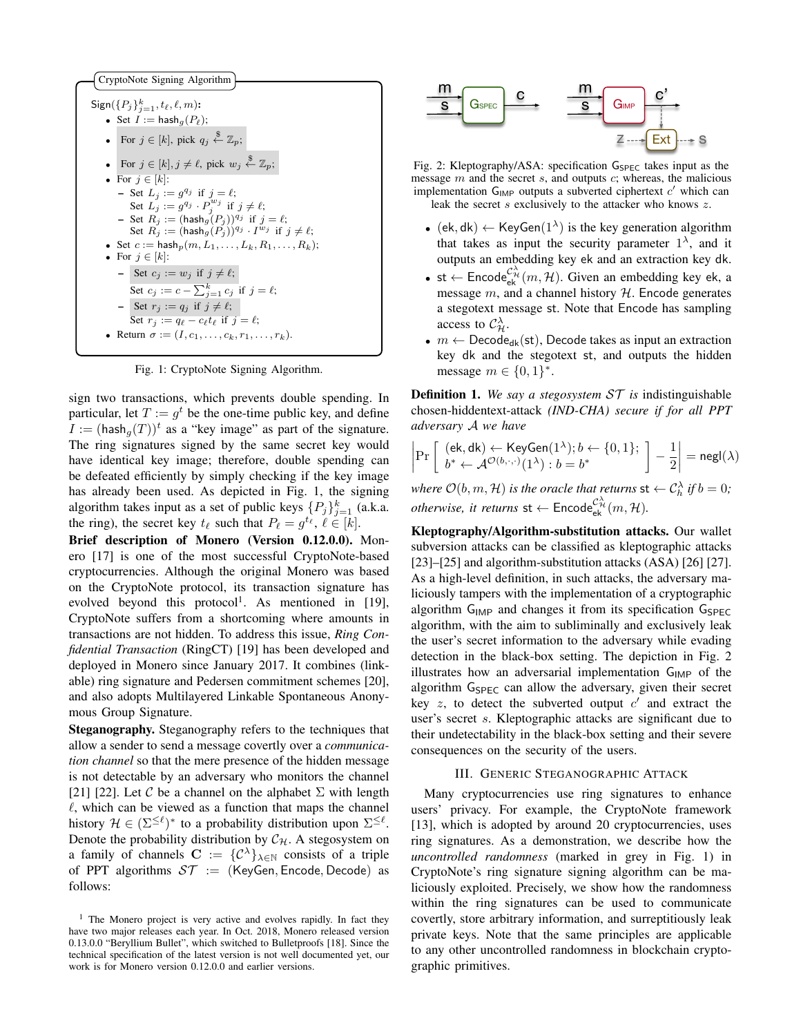**CryptoNote Signing Algorithm**

$\mathsf{Sign}(\{P_j\}_{j=1}^k, t_\ell, \ell, m)$:

- Set $I := \mathsf{hash}_g(P_\ell)$;
- For $j \in [k]$, pick $q_j \xleftarrow{\$} \mathbb{Z}_p$;
- For $j \in [k], j \neq \ell$, pick $w_j \xleftarrow{\$} \mathbb{Z}_p$;
- For $j \in [k]$:
  - Set $L_j := g^{q_j}$ if $j = \ell$;
    Set $L_j := g^{q_j} \cdot P_j^{w_j}$ if $j \neq \ell$;
  - Set $R_j := (\mathsf{hash}_g(P_j))^{q_j}$ if $j = \ell$;
    Set $R_j := (\mathsf{hash}_g(P_j))^{q_j} \cdot I^{w_j}$ if $j \neq \ell$;
- Set $c := \mathsf{hash}_p(m, L_1, \ldots, L_k, R_1, \ldots, R_k)$;
- For $j \in [k]$:
  - Set $c_j := w_j$ if $j \neq \ell$;
    Set $c_j := c - \sum_{j=1}^k c_j$ if $j = \ell$;
  - Set $r_j := q_j$ if $j \neq \ell$;
    Set $r_j := q_\ell - c_\ell t_\ell$ if $j = \ell$;
- Return $\sigma := (I, c_1, \ldots, c_k, r_1, \ldots, r_k)$.

Fig. 1: CryptoNote Signing Algorithm.

sign two transactions, which prevents double spending. In particular, let $T := g^t$ be the one-time public key, and define $I := (\mathsf{hash}_g(T))^t$ as a "key image" as a part of the signature. The ring signatures signed by the same secret key would have identical key image; therefore, double spending can be defeated efficiently by simply checking if the key image has already been used. As depicted in Fig. 1, the signing algorithm takes input as a set of public keys $\{P_j\}_{j=1}^k$ (a.k.a. the ring), the secret key $t_\ell$ such that $P_\ell = g^{t_\ell}$, $\ell \in [k]$.

**Brief description of Monero (Version 0.12.0.0).** Monero [17] is one of the most successful CryptoNote-based cryptocurrencies. Although the original Monero was based on the CryptoNote protocol, its transaction signature has evolved beyond this protocol[1]. As mentioned in [19], CryptoNote suffers from a shortcoming where amounts in transactions are not hidden. To address this issue, *Ring Confidential Transaction* (RingCT) [19] has been developed and deployed in Monero since January 2017. It combines (linkable) ring signature and Pedersen commitment schemes [20], and also adopts Multilayered Linkable Spontaneous Anonymous Group Signature.

**Steganography.** Steganography refers to the techniques that allow a sender to send a message covertly over a *communication channel* so that the mere presence of the hidden message is not detectable by an adversary who monitors the channel [21] [22]. Let $\mathcal{C}$ be a channel on the alphabet $\Sigma$ with length $\ell$, which can be viewed as a function that maps the channel history $\mathcal{H} \in (\Sigma^{\leq \ell})^*$ to a probability distribution upon $\Sigma^{\leq \ell}$. Denote the probability distribution by $\mathcal{C}_\mathcal{H}$. A stegosystem on a family of channels $\mathbf{C} := \{\mathcal{C}^\lambda\}_{\lambda \in \mathbb{N}}$ consists of a triple of PPT algorithms $\mathcal{ST} := (\mathsf{KeyGen}, \mathsf{Encode}, \mathsf{Decode})$ as follows:

[1] The Monero project is very active and evolves rapidly. In fact they have two major releases each year. In Oct. 2018, Monero released version 0.13.0.0 "Beryllium Bullet", which switched to Bulletproofs [18]. Since the technical specification of the latest version is not well documented yet, our work is for Monero version 0.12.0.0 and earlier versions.

Fig. 2: Kleptography/ASA: specification $\mathsf{G}_{\mathsf{SPEC}}$ takes input as the message $m$ and the secret $s$, and outputs $c$; whereas, the malicious implementation $\mathsf{G}_{\mathsf{IMP}}$ outputs a subverted ciphertext $c'$ which can leak the secret $s$ exclusively to the attacker who knows $z$.

- $(\mathsf{ek}, \mathsf{dk}) \leftarrow \mathsf{KeyGen}(1^\lambda)$ is the key generation algorithm that takes as input the security parameter $1^\lambda$, and it outputs an embedding key ek and an extraction key dk.
- $\mathsf{st} \leftarrow \mathsf{Encode}_{\mathsf{ek}}^{\mathcal{C}_\mathcal{H}^\lambda}(m, \mathcal{H})$. Given an embedding key ek, a message $m$, and a channel history $\mathcal{H}$. Encode generates a stegotext message st. Note that Encode has sampling access to $\mathcal{C}_\mathcal{H}^\lambda$.
- $m \leftarrow \mathsf{Decode}_{\mathsf{dk}}(\mathsf{st})$, Decode takes as input an extraction key dk and the stegotext st, and outputs the hidden message $m \in \{0,1\}^*$.

**Definition 1.** *We say a stegosystem $\mathcal{ST}$ is* indistinguishable chosen-hiddentext-attack *(IND-CHA) secure if for all PPT adversary $\mathcal{A}$ we have*

$$\left| \Pr\left[ \begin{array}{l} (\mathsf{ek}, \mathsf{dk}) \leftarrow \mathsf{KeyGen}(1^\lambda); b \leftarrow \{0,1\}; \\ b^* \leftarrow \mathcal{A}^{\mathcal{O}(b,\cdot,\cdot)}(1^\lambda) : b = b^* \end{array} \right] - \frac{1}{2} \right| = \mathsf{negl}(\lambda)$$

*where $\mathcal{O}(b, m, \mathcal{H})$ is the oracle that returns $\mathsf{st} \leftarrow \mathcal{C}_h^\lambda$ if $b = 0$; otherwise, it returns $\mathsf{st} \leftarrow \mathsf{Encode}_{\mathsf{ek}}^{\mathcal{C}_\mathcal{H}^\lambda}(m, \mathcal{H})$.*

**Kleptography/Algorithm-substitution attacks.** Our wallet subversion attacks can be classified as kleptographic attacks [23]–[25] and algorithm-substitution attacks (ASA) [26] [27]. As a high-level definition, in such attacks, the adversary maliciously tampers with the implementation of a cryptographic algorithm $\mathsf{G}_{\mathsf{IMP}}$ and changes it from its specification $\mathsf{G}_{\mathsf{SPEC}}$ algorithm, with the aim to subliminally and exclusively leak the user's secret information to the adversary while evading detection in the black-box setting. The depiction in Fig. 2 illustrates how an adversarial implementation $\mathsf{G}_{\mathsf{IMP}}$ of the algorithm $\mathsf{G}_{\mathsf{SPEC}}$ can allow the adversary, given their secret key $z$, to detect the subverted output $c'$ and extract the user's secret $s$. Kleptographic attacks are significant due to their undetectability in the black-box setting and their severe consequences on the security of the users.

## III. Generic Steganographic Attack

Many cryptocurrencies use ring signatures to enhance users' privacy. For example, the CryptoNote framework [13], which is adopted by around 20 cryptocurrencies, uses ring signatures. As a demonstration, we describe how the *uncontrolled randomness* (marked in grey in Fig. 1) in CryptoNote's ring signature signing algorithm can be maliciously exploited. Precisely, we show how the randomness within the ring signatures can be used to communicate covertly, store arbitrary information, and surreptitiously leak private keys. Note that the same principles are applicable to any other uncontrolled randomness in blockchain cryptographic primitives.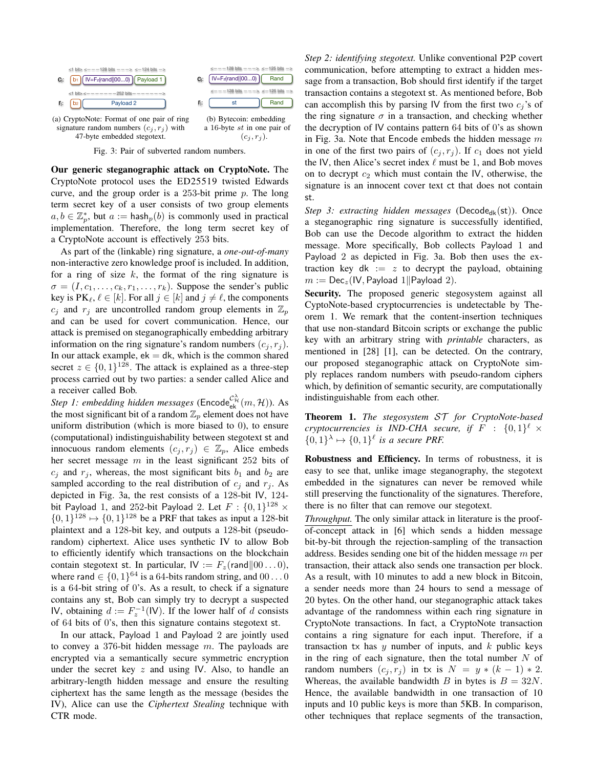Fig. 3: Pair of subverted random numbers.

(a) CryptoNote: Format of one pair of ring signature random numbers $(c_j, r_j)$ with 47-byte embedded stegotext.

(b) Bytecoin: embedding a 16-byte $st$ in one pair of $(c_j, r_j)$.

**Our generic steganographic attack on CryptoNote.** The CryptoNote protocol uses the ED25519 twisted Edwards curve, and the group order is a 253-bit prime $p$. The long term secret key of a user consists of two group elements $a, b \in \mathbb{Z}_p^*$, but $a := \mathsf{hash}_p(b)$ is commonly used in practical implementation. Therefore, the long term secret key of a CryptoNote account is effectively 253 bits.

As part of the (linkable) ring signature, a *one-out-of-many* non-interactive zero knowledge proof is included. In addition, for a ring of size $k$, the format of the ring signature is $\sigma = (I, c_1, \ldots, c_k, r_1, \ldots, r_k)$. Suppose the sender's public key is $\mathsf{PK}_\ell$, $\ell \in [k]$. For all $j \in [k]$ and $j \neq \ell$, the components $c_j$ and $r_j$ are uncontrolled random group elements in $\mathbb{Z}_p$ and can be used for covert communication. Hence, our attack is premised on steganographically embedding arbitrary information on the ring signature's random numbers $(c_j, r_j)$. In our attack example, $\mathsf{ek} = \mathsf{dk}$, which is the common shared secret $z \in \{0,1\}^{128}$. The attack is explained as a three-step process carried out by two parties: a sender called Alice and a receiver called Bob.

*Step 1: embedding hidden messages* ($\mathsf{Encode}_{\mathsf{ek}}^{\mathcal{C}_{\mathcal{H}}^{\lambda}}(m, \mathcal{H})$). As the most significant bit of a random $\mathbb{Z}_p$ element does not have uniform distribution (which is more biased to 0), to ensure (computational) indistinguishability between stegotext $\mathsf{st}$ and innocuous random elements $(c_j, r_j) \in \mathbb{Z}_p$, Alice embeds her secret message $m$ in the least significant 252 bits of $c_j$ and $r_j$, whereas, the most significant bits $b_1$ and $b_2$ are sampled according to the real distribution of $c_j$ and $r_j$. As depicted in Fig. 3a, the rest consists of a 128-bit IV, 124-bit Payload 1, and 252-bit Payload 2. Let $F : \{0,1\}^{128} \times \{0,1\}^{128} \mapsto \{0,1\}^{128}$ be a PRF that takes as input a 128-bit plaintext and a 128-bit key, and outputs a 128-bit (pseudo-random) ciphertext. Alice uses synthetic IV to allow Bob to efficiently identify which transactions on the blockchain contain stegotext $\mathsf{st}$. In particular, $\mathsf{IV} := F_z(\mathsf{rand} \| 00 \ldots 0)$, where $\mathsf{rand} \in \{0,1\}^{64}$ is a 64-bits random string, and $00 \ldots 0$ is a 64-bit string of 0's. As a result, to check if a signature contains any $\mathsf{st}$, Bob can simply try to decrypt a suspected IV, obtaining $d := F_z^{-1}(\mathsf{IV})$. If the lower half of $d$ consists of 64 bits of 0's, then this signature contains stegotext $\mathsf{st}$.

In our attack, Payload 1 and Payload 2 are jointly used to convey a 376-bit hidden message $m$. The payloads are encrypted via a semantically secure symmetric encryption under the secret key $z$ and using IV. Also, to handle an arbitrary-length hidden message and ensure the resulting ciphertext has the same length as the message (besides the IV), Alice can use the *Ciphertext Stealing* technique with CTR mode.

*Step 2: identifying stegotext.* Unlike conventional P2P covert communication, before attempting to extract a hidden message from a transaction, Bob should first identify if the target transaction contains a stegotext $\mathsf{st}$. As mentioned before, Bob can accomplish this by parsing IV from the first two $c_j$'s of the ring signature $\sigma$ in a transaction, and checking whether the decryption of IV contains pattern 64 bits of 0's as shown in Fig. 3a. Note that Encode embeds the hidden message $m$ in one of the first two pairs of $(c_j, r_j)$. If $c_1$ does not yield the IV, then Alice's secret index $\ell$ must be 1, and Bob moves on to decrypt $c_2$ which must contain the IV, otherwise, the signature is an innocent cover text $\mathsf{ct}$ that does not contain $\mathsf{st}$.

*Step 3: extracting hidden messages* ($\mathsf{Decode}_{\mathsf{dk}}(\mathsf{st})$). Once a steganographic ring signature is successfully identified, Bob can use the Decode algorithm to extract the hidden message. More specifically, Bob collects Payload 1 and Payload 2 as depicted in Fig. 3a. Bob then uses the extraction key $\mathsf{dk} := z$ to decrypt the payload, obtaining $m := \mathsf{Dec}_z(\mathsf{IV}, \text{Payload } 1 \| \text{Payload } 2)$.

**Security.** The proposed generic stegosystem against all CryptoNote-based cryptocurrencies is undetectable by Theorem 1. We remark that the content-insertion techniques that use non-standard Bitcoin scripts or exchange the public key with an arbitrary string with *printable* characters, as mentioned in [28] [1], can be detected. On the contrary, our proposed steganographic attack on CryptoNote simply replaces random numbers with pseudo-random ciphers which, by definition of semantic security, are computationally indistinguishable from each other.

**Theorem 1.** *The stegosystem $\mathcal{ST}$ for CryptoNote-based cryptocurrencies is IND-CHA secure, if $F : \{0,1\}^\ell \times \{0,1\}^\lambda \mapsto \{0,1\}^\ell$ is a secure PRF.*

**Robustness and Efficiency.** In terms of robustness, it is easy to see that, unlike image steganography, the stegotext embedded in the signatures can never be removed while still preserving the functionality of the signatures. Therefore, there is no filter that can remove our stegotext.

*Throughput.* The only similar attack in literature is the proof-of-concept attack in [6] which sends a hidden message bit-by-bit through the rejection-sampling of the transaction address. Besides sending one bit of the hidden message $m$ per transaction, their attack also sends one transaction per block. As a result, with 10 minutes to add a new block in Bitcoin, a sender needs more than 24 hours to send a message of 20 bytes. On the other hand, our steganographic attack takes advantage of the randomness within each ring signature in CryptoNote transactions. In fact, a CryptoNote transaction contains a ring signature for each input. Therefore, if a transaction $\mathsf{tx}$ has $y$ number of inputs, and $k$ public keys in the ring of each signature, then the total number $N$ of random numbers $(c_j, r_j)$ in $\mathsf{tx}$ is $N = y * (k-1) * 2$. Whereas, the available bandwidth $B$ in bytes is $B = 32N$. Hence, the available bandwidth in one transaction of 10 inputs and 10 public keys is more than 5KB. In comparison, other techniques that replace segments of the transaction,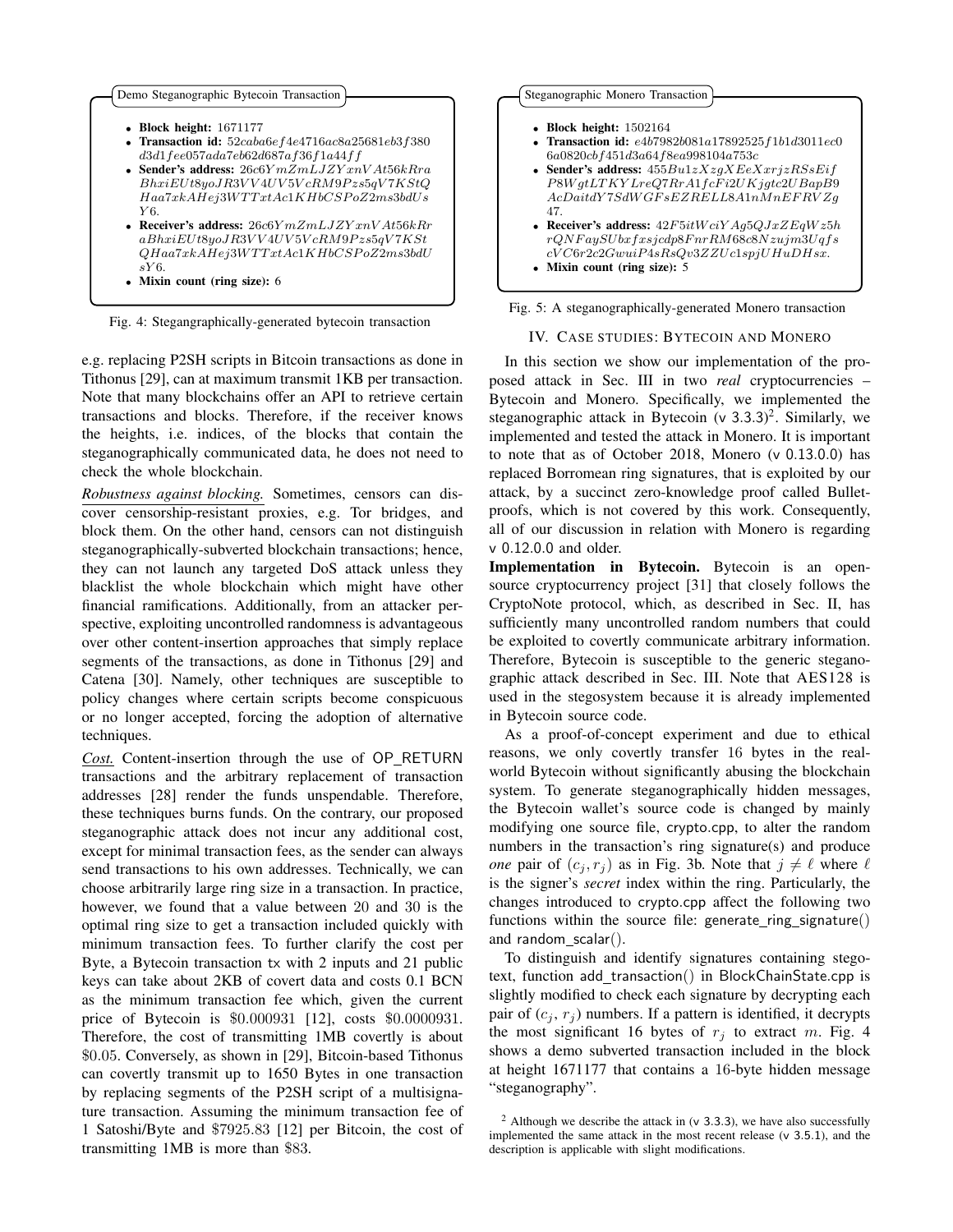**Demo Steganographic Bytecoin Transaction**

- **Block height:** 1671177
- **Transaction id:** $52caba6ef4e4716ac8a25681eb3f380d3d1fee057ada7eb62d687af36f1a44ff$
- **Sender's address:** $26c6YmZmLJZYxnVAt56kRraBhxiEUt8yoJR3VV4UV5VcRM9Pzs5qV7KStQHaa7xkAHej3WTTxtAc1KHbCSPoZ2ms3bdUsY6$.
- **Receiver's address:** $26c6YmZmLJZYxnVAt56kRraBhxiEUt8yoJR3VV4UV5VcRM9Pzs5qV7KStQHaa7xkAHej3WTTxtAc1KHbCSPoZ2ms3bdUsY6$.
- **Mixin count (ring size):** 6

Fig. 4: Stegangraphically-generated bytecoin transaction

e.g. replacing P2SH scripts in Bitcoin transactions as done in Tithonus [29], can at maximum transmit 1KB per transaction. Note that many blockchains offer an API to retrieve certain transactions and blocks. Therefore, if the receiver knows the heights, i.e. indices, of the blocks that contain the steganographically communicated data, he does not need to check the whole blockchain.

*Robustness against blocking.* Sometimes, censors can discover censorship-resistant proxies, e.g. Tor bridges, and block them. On the other hand, censors can not distinguish steganographically-subverted blockchain transactions; hence, they can not launch any targeted DoS attack unless they blacklist the whole blockchain which might have other financial ramifications. Additionally, from an attacker perspective, exploiting uncontrolled randomness is advantageous over other content-insertion approaches that simply replace segments of the transactions, as done in Tithonus [29] and Catena [30]. Namely, other techniques are susceptible to policy changes where certain scripts become conspicuous or no longer accepted, forcing the adoption of alternative techniques.

*Cost.* Content-insertion through the use of OP_RETURN transactions and the arbitrary replacement of transaction addresses [28] render the funds unspendable. Therefore, these techniques burns funds. On the contrary, our proposed steganographic attack does not incur any additional cost, except for minimal transaction fees, as the sender can always send transactions to his own addresses. Technically, we can choose arbitrarily large ring size in a transaction. In practice, however, we found that a value between 20 and 30 is the optimal ring size to get a transaction included quickly with minimum transaction fees. To further clarify the cost per Byte, a Bytecoin transaction tx with 2 inputs and 21 public keys can take about 2KB of covert data and costs 0.1 BCN as the minimum transaction fee which, given the current price of Bytecoin is \$0.000931 [12], costs \$0.0000931. Therefore, the cost of transmitting 1MB covertly is about \$0.05. Conversely, as shown in [29], Bitcoin-based Tithonus can covertly transmit up to 1650 Bytes in one transaction by replacing segments of the P2SH script of a multisignature transaction. Assuming the minimum transaction fee of 1 Satoshi/Byte and \$7925.83 [12] per Bitcoin, the cost of transmitting 1MB is more than \$83.

**Steganographic Monero Transaction**

- **Block height:** 1502164
- **Transaction id:** $e4b7982b081a17892525f1b1d3011ec06a0820cbf451d3a64f8ea998104a753c$
- **Sender's address:** $455Bu1zXzgXEeXxrjzRSsEifP8WgtLTKYLreQ7RrA1fcFi2UKjgtc2UBapB9AcDaitdY7SdWGFsEZRELL8A1nMnEFRVZg47$.
- **Receiver's address:** $42F5itWciYAg5QJxZEqWz5hrQNFaySUbxfxsjcdp8FnrRM68c8Nzujm3UqfscVC6r2c2GwuiP4sRsQv3ZZUc1spjUHuDHsx$.
- **Mixin count (ring size):** 5

Fig. 5: A steganographically-generated Monero transaction

## IV. Case studies: Bytecoin and Monero

In this section we show our implementation of the proposed attack in Sec. III in two *real* cryptocurrencies – Bytecoin and Monero. Specifically, we implemented the steganographic attack in Bytecoin (v 3.3.3)[2]. Similarly, we implemented and tested the attack in Monero. It is important to note that as of October 2018, Monero (v 0.13.0.0) has replaced Borromean ring signatures, that is exploited by our attack, by a succinct zero-knowledge proof called Bulletproofs, which is not covered by this work. Consequently, all of our discussion in relation with Monero is regarding v 0.12.0.0 and older.

**Implementation in Bytecoin.** Bytecoin is an open-source cryptocurrency project [31] that closely follows the CryptoNote protocol, which, as described in Sec. II, has sufficiently many uncontrolled random numbers that could be exploited to covertly communicate arbitrary information. Therefore, Bytecoin is susceptible to the generic steganographic attack described in Sec. III. Note that AES128 is used in the stegosystem because it is already implemented in Bytecoin source code.

As a proof-of-concept experiment and due to ethical reasons, we only covertly transfer 16 bytes in the real-world Bytecoin without significantly abusing the blockchain system. To generate steganographically hidden messages, the Bytecoin wallet's source code is changed by mainly modifying one source file, crypto.cpp, to alter the random numbers in the transaction's ring signature(s) and produce *one* pair of $(c_j, r_j)$ as in Fig. 3b. Note that $j \neq \ell$ where $\ell$ is the signer's *secret* index within the ring. Particularly, the changes introduced to crypto.cpp affect the following two functions within the source file: generate_ring_signature() and random_scalar().

To distinguish and identify signatures containing stegotext, function add_transaction() in BlockChainState.cpp is slightly modified to check each signature by decrypting each pair of $(c_j, r_j)$ numbers. If a pattern is identified, it decrypts the most significant 16 bytes of $r_j$ to extract $m$. Fig. 4 shows a demo subverted transaction included in the block at height 1671177 that contains a 16-byte hidden message "steganography".

[2] Although we describe the attack in (v 3.3.3), we have also successfully implemented the same attack in the most recent release (v 3.5.1), and the description is applicable with slight modifications.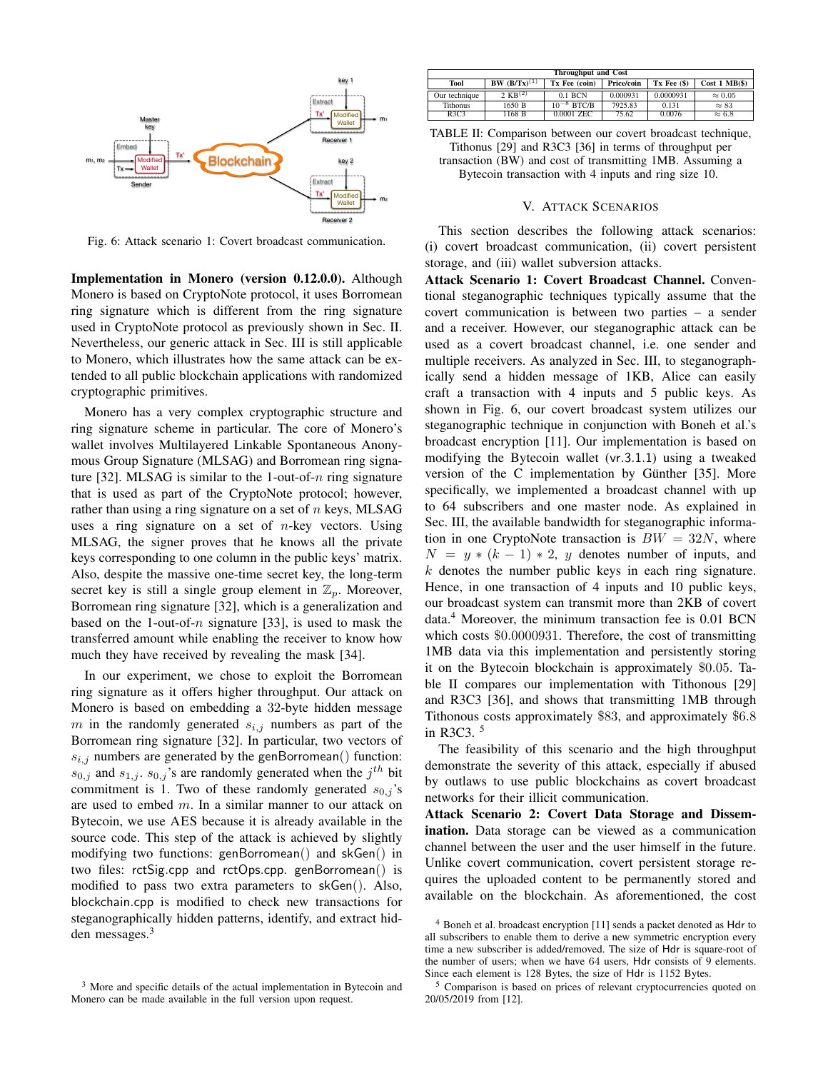Fig. 6: Attack scenario 1: Covert broadcast communication.

**Implementation in Monero (version 0.12.0.0).** Although Monero is based on CryptoNote protocol, it uses Borromean ring signature which is different from the ring signature used in CryptoNote protocol as previously shown in Sec. II. Nevertheless, our generic attack in Sec. III is still applicable to Monero, which illustrates how the same attack can be extended to all public blockchain applications with randomized cryptographic primitives.

Monero has a very complex cryptographic structure and ring signature scheme in particular. The core of Monero's wallet involves Multilayered Linkable Spontaneous Anonymous Group Signature (MLSAG) and Borromean ring signature [32]. MLSAG is similar to the 1-out-of-$n$ ring signature that is used as part of the CryptoNote protocol; however, rather than using a ring signature on a set of $n$ keys, MLSAG uses a ring signature on a set of $n$-key vectors. Using MLSAG, the signer proves that he knows all the private keys corresponding to one column in the public keys' matrix. Also, despite the massive one-time secret key, the long-term secret key is still a single group element in $\mathbb{Z}_p$. Moreover, Borromean ring signature [32], which is a generalization and based on the 1-out-of-$n$ signature [33], is used to mask the transferred amount while enabling the receiver to know how much they have received by revealing the mask [34].

In our experiment, we chose to exploit the Borromean ring signature as it offers higher throughput. Our attack on Monero is based on embedding a 32-byte hidden message $m$ in the randomly generated $s_{i,j}$ numbers as part of the Borromean ring signature [32]. In particular, two vectors of $s_{i,j}$ numbers are generated by the genBorromean() function: $s_{0,j}$ and $s_{1,j}$. $s_{0,j}$'s are randomly generated when the $j^{th}$ bit commitment is 1. Two of these randomly generated $s_{0,j}$'s are used to embed $m$. In a similar manner to our attack on Bytecoin, we use AES because it is already available in the source code. This step of the attack is achieved by slightly modifying two functions: genBorromean() and skGen() in two files: rctSig.cpp and rctOps.cpp. genBorromean() is modified to pass two extra parameters to skGen(). Also, blockchain.cpp is modified to check new transactions for steganographically hidden patterns, identify, and extract hidden messages.[3]

[3] More and specific details of the actual implementation in Bytecoin and Monero can be made available in the full version upon request.

| Throughput and Cost | | | | | |
|---|---|---|---|---|---|
| Tool | BW (B/Tx)[(1)] | Tx Fee (coin) | Price/coin | Tx Fee ($) | Cost 1 MB($) |
| Our technique | 2 KB[(2)] | 0.1 BCN | 0.000931 | 0.0000931 | ≈ 0.05 |
| Tithonus | 1650 B | $10^{-8}$ BTC/B | 7925.83 | 0.131 | ≈ 83 |
| R3C3 | 1168 B | 0.0001 ZEC | 75.62 | 0.0076 | ≈ 6.8 |

TABLE II: Comparison between our covert broadcast technique, Tithonus [29] and R3C3 [36] in terms of throughput per transaction (BW) and cost of transmitting 1MB. Assuming a Bytecoin transaction with 4 inputs and ring size 10.

## V. Attack Scenarios

This section describes the following attack scenarios: (i) covert broadcast communication, (ii) covert persistent storage, and (iii) wallet subversion attacks.

**Attack Scenario 1: Covert Broadcast Channel.** Conventional steganographic techniques typically assume that the covert communication is between two parties – a sender and a receiver. However, our steganographic attack can be used as a covert broadcast channel, i.e. one sender and multiple receivers. As analyzed in Sec. III, to steganographically send a hidden message of 1KB, Alice can easily craft a transaction with 4 inputs and 5 public keys. As shown in Fig. 6, our covert broadcast system utilizes our steganographic technique in conjunction with Boneh et al.'s broadcast encryption [11]. Our implementation is based on modifying the Bytecoin wallet (vr.3.1.1) using a tweaked version of the C implementation by Günther [35]. More specifically, we implemented a broadcast channel with up to 64 subscribers and one master node. As explained in Sec. III, the available bandwidth for steganographic information in one CryptoNote transaction is $BW = 32N$, where $N = y*(k-1)*2$, $y$ denotes number of inputs, and $k$ denotes the number public keys in each ring signature. Hence, in one transaction of 4 inputs and 10 public keys, our broadcast system can transmit more than 2KB of covert data.[4] Moreover, the minimum transaction fee is 0.01 BCN which costs $0.0000931. Therefore, the cost of transmitting 1MB data via this implementation and persistently storing it on the Bytecoin blockchain is approximately $0.05. Table II compares our implementation with Tithonous [29] and R3C3 [36], and shows that transmitting 1MB through Tithonous costs approximately $83, and approximately $6.8 in R3C3. [5]

The feasibility of this scenario and the high throughput demonstrate the severity of this attack, especially if abused by outlaws to use public blockchains as covert broadcast networks for their illicit communication.

**Attack Scenario 2: Covert Data Storage and Dissemination.** Data storage can be viewed as a communication channel between the user and the user himself in the future. Unlike covert communication, covert persistent storage requires the uploaded content to be permanently stored and available on the blockchain. As aforementioned, the cost

[4] Boneh et al. broadcast encryption [11] sends a packet denoted as Hdr to all subscribers to enable them to derive a new symmetric encryption every time a new subscriber is added/removed. The size of Hdr is square-root of the number of users; when we have 64 users, Hdr consists of 9 elements. Since each element is 128 Bytes, the size of Hdr is 1152 Bytes.

[5] Comparison is based on prices of relevant cryptocurrencies quoted on 20/05/2019 from [12].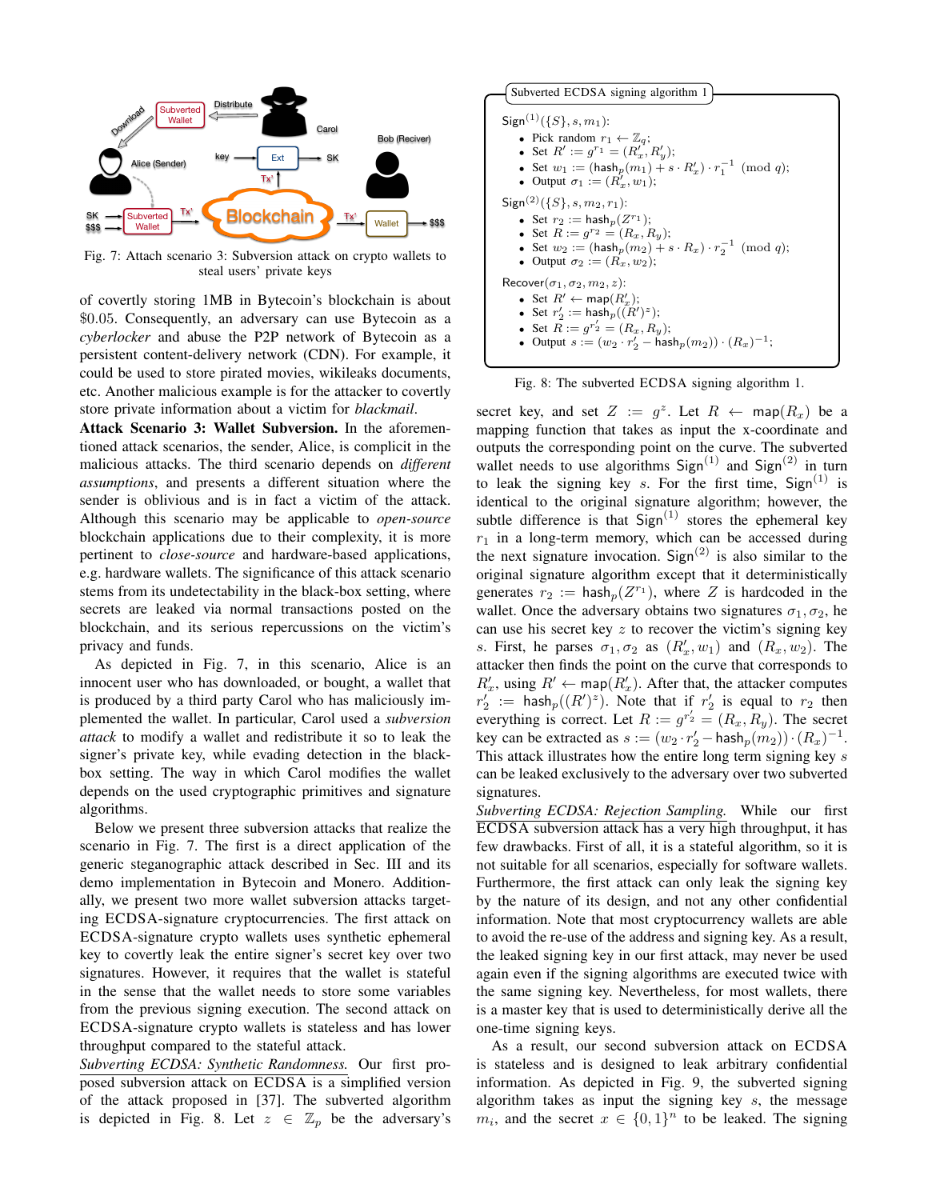Fig. 7: Attach scenario 3: Subversion attack on crypto wallets to steal users' private keys

of covertly storing 1MB in Bytecoin's blockchain is about \$0.05. Consequently, an adversary can use Bytecoin as a *cyberlocker* and abuse the P2P network of Bytecoin as a persistent content-delivery network (CDN). For example, it could be used to store pirated movies, wikileaks documents, etc. Another malicious example is for the attacker to covertly store private information about a victim for *blackmail*.

**Attack Scenario 3: Wallet Subversion.** In the aforementioned attack scenarios, the sender, Alice, is complicit in the malicious attacks. The third scenario depends on *different assumptions*, and presents a different situation where the sender is oblivious and is in fact a victim of the attack. Although this scenario may be applicable to *open-source* blockchain applications due to their complexity, it is more pertinent to *close-source* and hardware-based applications, e.g. hardware wallets. The significance of this attack scenario stems from its undetectability in the black-box setting, where secrets are leaked via normal transactions posted on the blockchain, and its serious repercussions on the victim's privacy and funds.

As depicted in Fig. 7, in this scenario, Alice is an innocent user who has downloaded, or bought, a wallet that is produced by a third party Carol who has maliciously implemented the wallet. In particular, Carol used a *subversion attack* to modify a wallet and redistribute it so to leak the signer's private key, while evading detection in the black-box setting. The way in which Carol modifies the wallet depends on the used cryptographic primitives and signature algorithms.

Below we present three subversion attacks that realize the scenario in Fig. 7. The first is a direct application of the generic steganographic attack described in Sec. III and its demo implementation in Bytecoin and Monero. Additionally, we present two more wallet subversion attacks targeting ECDSA-signature cryptocurrencies. The first attack on ECDSA-signature crypto wallets uses synthetic ephemeral key to covertly leak the entire signer's secret key over two signatures. However, it requires that the wallet is stateful in the sense that the wallet needs to store some variables from the previous signing execution. The second attack on ECDSA-signature crypto wallets is stateless and has lower throughput compared to the stateful attack.

*Subverting ECDSA: Synthetic Randomness.* Our first proposed subversion attack on ECDSA is a simplified version of the attack proposed in [37]. The subverted algorithm is depicted in Fig. 8. Let $z \in \mathbb{Z}_p$ be the adversary's

**Subverted ECDSA signing algorithm 1**

$\mathsf{Sign}^{(1)}(\{S\}, s, m_1)$:
- Pick random $r_1 \leftarrow \mathbb{Z}_q$;
- Set $R' := g^{r_1} = (R'_x, R'_y)$;
- Set $w_1 := (\mathsf{hash}_p(m_1) + s \cdot R'_x) \cdot r_1^{-1} \pmod q$;
- Output $\sigma_1 := (R'_x, w_1)$;

$\mathsf{Sign}^{(2)}(\{S\}, s, m_2, r_1)$:
- Set $r_2 := \mathsf{hash}_p(Z^{r_1})$;
- Set $R := g^{r_2} = (R_x, R_y)$;
- Set $w_2 := (\mathsf{hash}_p(m_2) + s \cdot R_x) \cdot r_2^{-1} \pmod q$;
- Output $\sigma_2 := (R_x, w_2)$;

$\mathsf{Recover}(\sigma_1, \sigma_2, m_2, z)$:
- Set $R' \leftarrow \mathsf{map}(R'_x)$;
- Set $r'_2 := \mathsf{hash}_p((R')^z)$;
- Set $R := g^{r'_2} = (R_x, R_y)$;
- Output $s := (w_2 \cdot r'_2 - \mathsf{hash}_p(m_2)) \cdot (R_x)^{-1}$;

Fig. 8: The subverted ECDSA signing algorithm 1.

secret key, and set $Z := g^z$. Let $R \leftarrow \mathsf{map}(R_x)$ be a mapping function that takes as input the x-coordinate and outputs the corresponding point on the curve. The subverted wallet needs to use algorithms $\mathsf{Sign}^{(1)}$ and $\mathsf{Sign}^{(2)}$ in turn to leak the signing key $s$. For the first time, $\mathsf{Sign}^{(1)}$ is identical to the original signature algorithm; however, the subtle difference is that $\mathsf{Sign}^{(1)}$ stores the ephemeral key $r_1$ in a long-term memory, which can be accessed during the next signature invocation. $\mathsf{Sign}^{(2)}$ is also similar to the original signature algorithm except that it deterministically generates $r_2 := \mathsf{hash}_p(Z^{r_1})$, where $Z$ is hardcoded in the wallet. Once the adversary obtains two signatures $\sigma_1, \sigma_2$, he can use his secret key $z$ to recover the victim's signing key $s$. First, he parses $\sigma_1, \sigma_2$ as $(R'_x, w_1)$ and $(R_x, w_2)$. The attacker then finds the point on the curve that corresponds to $R'_x$, using $R' \leftarrow \mathsf{map}(R'_x)$. After that, the attacker computes $r'_2 := \mathsf{hash}_p((R')^z)$. Note that if $r'_2$ is equal to $r_2$ then everything is correct. Let $R := g^{r'_2} = (R_x, R_y)$. The secret key can be extracted as $s := (w_2 \cdot r'_2 - \mathsf{hash}_p(m_2)) \cdot (R_x)^{-1}$. This attack illustrates how the entire long term signing key $s$ can be leaked exclusively to the adversary over two subverted signatures.

*Subverting ECDSA: Rejection Sampling.* While our first ECDSA subversion attack has a very high throughput, it has few drawbacks. First of all, it is a stateful algorithm, so it is not suitable for all scenarios, especially for software wallets. Furthermore, the first attack can only leak the signing key by the nature of its design, and not any other confidential information. Note that most cryptocurrency wallets are able to avoid the re-use of the address and signing key. As a result, the leaked signing key in our first attack, may never be used again even if the signing algorithms are executed twice with the same signing key. Nevertheless, for most wallets, there is a master key that is used to deterministically derive all the one-time signing keys.

As a result, our second subversion attack on ECDSA is stateless and is designed to leak arbitrary confidential information. As depicted in Fig. 9, the subverted signing algorithm takes as input the signing key $s$, the message $m_i$, and the secret $x \in \{0,1\}^n$ to be leaked. The signing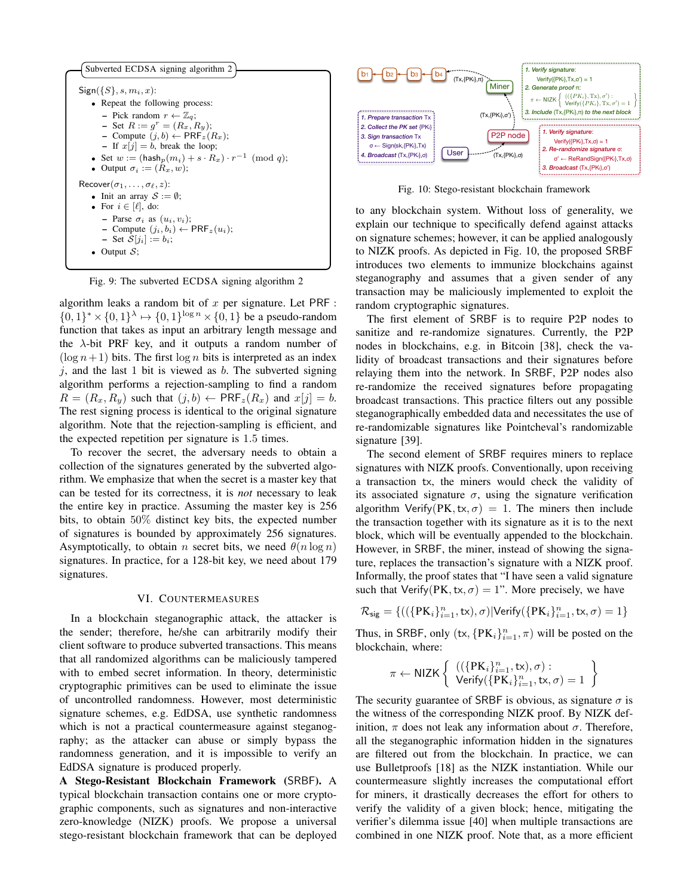**Subverted ECDSA signing algorithm 2**

$\mathsf{Sign}(\{S\}, s, m_i, x)$:

- Repeat the following process:
  - Pick random $r \leftarrow \mathbb{Z}_q$;
  - Set $R := g^r = (R_x, R_y)$;
  - Compute $(j, b) \leftarrow \mathsf{PRF}_z(R_x)$;
  - If $x[j] = b$, break the loop;
- Set $w := (\mathsf{hash}_p(m_i) + s \cdot R_x) \cdot r^{-1} \pmod q$;
- Output $\sigma_i := (R_x, w)$;

$\mathsf{Recover}(\sigma_1, \ldots, \sigma_\ell, z)$:

- Init an array $\mathcal{S} := \emptyset$;
- For $i \in [\ell]$, do:
  - Parse $\sigma_i$ as $(u_i, v_i)$;
  - Compute $(j_i, b_i) \leftarrow \mathsf{PRF}_z(u_i)$;
  - Set $\mathcal{S}[j_i] := b_i$;
- Output $\mathcal{S}$;

Fig. 9: The subverted ECDSA signing algorithm 2

algorithm leaks a random bit of $x$ per signature. Let $\mathsf{PRF} : \{0,1\}^* \times \{0,1\}^\lambda \mapsto \{0,1\}^{\log n} \times \{0,1\}$ be a pseudo-random function that takes as input an arbitrary length message and the $\lambda$-bit PRF key, and it outputs a random number of $(\log n + 1)$ bits. The first $\log n$ bits is interpreted as an index $j$, and the last 1 bit is viewed as $b$. The subverted signing algorithm performs a rejection-sampling to find a random $R = (R_x, R_y)$ such that $(j, b) \leftarrow \mathsf{PRF}_z(R_x)$ and $x[j] = b$. The rest signing process is identical to the original signature algorithm. Note that the rejection-sampling is efficient, and the expected repetition per signature is 1.5 times.

To recover the secret, the adversary needs to obtain a collection of the signatures generated by the subverted algorithm. We emphasize that when the secret is a master key that can be tested for its correctness, it is *not* necessary to leak the entire key in practice. Assuming the master key is 256 bits, to obtain 50% distinct key bits, the expected number of signatures is bounded by approximately 256 signatures. Asymptotically, to obtain $n$ secret bits, we need $\theta(n \log n)$ signatures. In practice, for a 128-bit key, we need about 179 signatures.

## VI. Countermeasures

In a blockchain steganographic attack, the attacker is the sender; therefore, he/she can arbitrarily modify their client software to produce subverted transactions. This means that all randomized algorithms can be maliciously tampered with to embed secret information. In theory, deterministic cryptographic primitives can be used to eliminate the issue of uncontrolled randomness. However, most deterministic signature schemes, e.g. EdDSA, use synthetic randomness which is not a practical countermeasure against steganography; as the attacker can abuse or simply bypass the randomness generation, and it is impossible to verify an EdDSA signature is produced properly.

**A Stego-Resistant Blockchain Framework** (SRBF)**.** A typical blockchain transaction contains one or more cryptographic components, such as signatures and non-interactive zero-knowledge (NIZK) proofs. We propose a universal stego-resistant blockchain framework that can be deployed

Fig. 10: Stego-resistant blockchain framework

to any blockchain system. Without loss of generality, we explain our technique to specifically defend against attacks on signature schemes; however, it can be applied analogously to NIZK proofs. As depicted in Fig. 10, the proposed SRBF introduces two elements to immunize blockchains against steganography and assumes that a given sender of any transaction may be maliciously implemented to exploit the random cryptographic signatures.

The first element of SRBF is to require P2P nodes to sanitize and re-randomize signatures. Currently, the P2P nodes in blockchains, e.g. in Bitcoin [38], check the validity of broadcast transactions and their signatures before relaying them into the network. In SRBF, P2P nodes also re-randomize the received signatures before propagating broadcast transactions. This practice filters out any possible steganographically embedded data and necessitates the use of re-randomizable signatures like Pointcheval's randomizable signature [39].

The second element of SRBF requires miners to replace signatures with NIZK proofs. Conventionally, upon receiving a transaction $\mathsf{tx}$, the miners would check the validity of its associated signature $\sigma$, using the signature verification algorithm $\mathsf{Verify}(\mathrm{PK}, \mathsf{tx}, \sigma) = 1$. The miners then include the transaction together with its signature as it is to the next block, which will be eventually appended to the blockchain. However, in SRBF, the miner, instead of showing the signature, replaces the transaction's signature with a NIZK proof. Informally, the proof states that "I have seen a valid signature such that $\mathsf{Verify}(\mathrm{PK}, \mathsf{tx}, \sigma) = 1$". More precisely, we have

$$\mathcal{R}_{\mathsf{sig}} = \{(((\{\mathrm{PK}_i\}_{i=1}^n, \mathsf{tx}), \sigma) | \mathsf{Verify}(\{\mathrm{PK}_i\}_{i=1}^n, \mathsf{tx}, \sigma) = 1\}$$

Thus, in SRBF, only $(\mathsf{tx}, \{\mathrm{PK}_i\}_{i=1}^n, \pi)$ will be posted on the blockchain, where:

$$\pi \leftarrow \mathsf{NIZK}\left\{ \begin{array}{l} ((\{\mathrm{PK}_i\}_{i=1}^n, \mathsf{tx}), \sigma) : \\ \mathsf{Verify}(\{\mathrm{PK}_i\}_{i=1}^n, \mathsf{tx}, \sigma) = 1 \end{array} \right\}$$

The security guarantee of SRBF is obvious, as signature $\sigma$ is the witness of the corresponding NIZK proof. By NIZK definition, $\pi$ does not leak any information about $\sigma$. Therefore, all the steganographic information hidden in the signatures are filtered out from the blockchain. In practice, we can use Bulletproofs [18] as the NIZK instantiation. While our countermeasure slightly increases the computational effort for miners, it drastically decreases the effort for others to verify the validity of a given block; hence, mitigating the verifier's dilemma issue [40] when multiple transactions are combined in one NIZK proof. Note that, as a more efficient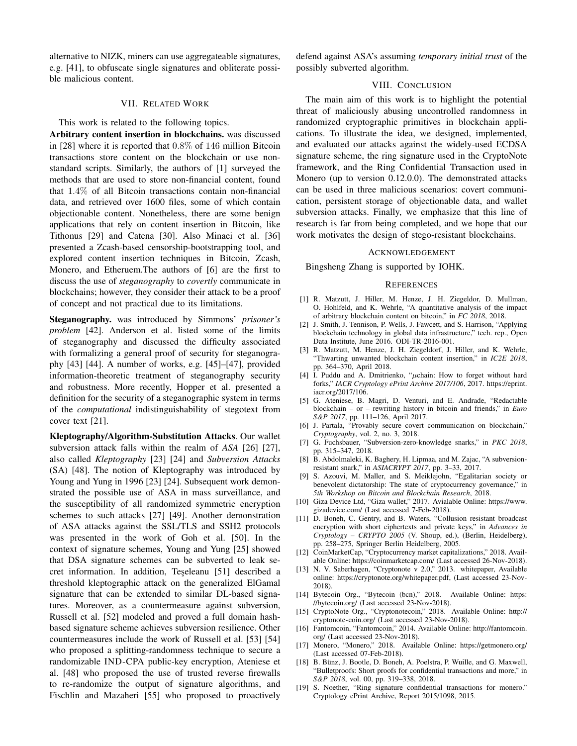alternative to NIZK, miners can use aggregateable signatures, e.g. [41], to obfuscate single signatures and obliterate possible malicious content.

## VII. Related Work

This work is related to the following topics.

**Arbitrary content insertion in blockchains.** was discussed in [28] where it is reported that $0.8\%$ of $146$ million Bitcoin transactions store content on the blockchain or use non-standard scripts. Similarly, the authors of [1] surveyed the methods that are used to store non-financial content, found that $1.4\%$ of all Bitcoin transactions contain non-financial data, and retrieved over 1600 files, some of which contain objectionable content. Nonetheless, there are some benign applications that rely on content insertion in Bitcoin, like Tithonus [29] and Catena [30]. Also Minaei et al. [36] presented a Zcash-based censorship-bootstrapping tool, and explored content insertion techniques in Bitcoin, Zcash, Monero, and Etheruem.The authors of [6] are the first to discuss the use of *steganography* to *covertly* communicate in blockchains; however, they consider their attack to be a proof of concept and not practical due to its limitations.

**Steganography.** was introduced by Simmons' *prisoner's problem* [42]. Anderson et al. listed some of the limits of steganography and discussed the difficulty associated with formalizing a general proof of security for steganography [43] [44]. A number of works, e.g. [45]–[47], provided information-theoretic treatment of steganography security and robustness. More recently, Hopper et al. presented a definition for the security of a steganographic system in terms of the *computational* indistinguishability of stegotext from cover text [21].

**Kleptography/Algorithm-Substitution Attacks**. Our wallet subversion attack falls within the realm of *ASA* [26] [27], also called *Kleptography* [23] [24] and *Subversion Attacks* (SA) [48]. The notion of Kleptography was introduced by Young and Yung in 1996 [23] [24]. Subsequent work demonstrated the possible use of ASA in mass surveillance, and the susceptibility of all randomized symmetric encryption schemes to such attacks [27] [49]. Another demonstration of ASA attacks against the SSL/TLS and SSH2 protocols was presented in the work of Goh et al. [50]. In the context of signature schemes, Young and Yung [25] showed that DSA signature schemes can be subverted to leak secret information. In addition, Teşeleanu [51] described a threshold kleptographic attack on the generalized ElGamal signature that can be extended to similar DL-based signatures. Moreover, as a countermeasure against subversion, Russell et al. [52] modeled and proved a full domain hash-based signature scheme achieves subversion resilience. Other countermeasures include the work of Russell et al. [53] [54] who proposed a splitting-randomness technique to secure a randomizable IND-CPA public-key encryption, Ateniese et al. [48] who proposed the use of trusted reverse firewalls to re-randomize the output of signature algorithms, and Fischlin and Mazaheri [55] who proposed to proactively defend against ASA's assuming *temporary initial trust* of the possibly subverted algorithm.

## VIII. Conclusion

The main aim of this work is to highlight the potential threat of maliciously abusing uncontrolled randomness in randomized cryptographic primitives in blockchain applications. To illustrate the idea, we designed, implemented, and evaluated our attacks against the widely-used ECDSA signature scheme, the ring signature used in the CryptoNote framework, and the Ring Confidential Transaction used in Monero (up to version 0.12.0.0). The demonstrated attacks can be used in three malicious scenarios: covert communication, persistent storage of objectionable data, and wallet subversion attacks. Finally, we emphasize that this line of research is far from being completed, and we hope that our work motivates the design of stego-resistant blockchains.

## Acknowledgement

Bingsheng Zhang is supported by IOHK.

## References

[1] R. Matzutt, J. Hiller, M. Henze, J. H. Ziegeldor, D. Mullman, O. Hohlfeld, and K. Wehrle, "A quantitative analysis of the impact of arbitrary blockchain content on bitcoin," in *FC 2018*, 2018.

[2] J. Smith, J. Tennison, P. Wells, J. Fawcett, and S. Harrison, "Applying blockchain technology in global data infrastructure," tech. rep., Open Data Institute, June 2016. ODI-TR-2016-001.

[3] R. Matzutt, M. Henze, J. H. Ziegeldorf, J. Hiller, and K. Wehrle, "Thwarting unwanted blockchain content insertion," in *IC2E 2018*, pp. 364–370, April 2018.

[4] I. Puddu and A. Dmitrienko, "$\mu$chain: How to forget without hard forks," *IACR Cryptology ePrint Archive 2017/106*, 2017. https://eprint.iacr.org/2017/106.

[5] G. Ateniese, B. Magri, D. Venturi, and E. Andrade, "Redactable blockchain – or – rewriting history in bitcoin and friends," in *Euro S&P 2017*, pp. 111–126, April 2017.

[6] J. Partala, "Provably secure covert communication on blockchain," *Cryptography*, vol. 2, no. 3, 2018.

[7] G. Fuchsbauer, "Subversion-zero-knowledge snarks," in *PKC 2018*, pp. 315–347, 2018.

[8] B. Abdolmaleki, K. Baghery, H. Lipmaa, and M. Zajac, "A subversion-resistant snark," in *ASIACRYPT 2017*, pp. 3–33, 2017.

[9] S. Azouvi, M. Maller, and S. Meiklejohn, "Egalitarian society or benevolent dictatorship: The state of cryptocurrency governance," in *5th Workshop on Bitcoin and Blockchain Research*, 2018.

[10] Giza Device Ltd, "Giza wallet," 2017. Avialable Online: https://www.gizadevice.com/ (Last accessed 7-Feb-2018).

[11] D. Boneh, C. Gentry, and B. Waters, "Collusion resistant broadcast encryption with short ciphertexts and private keys," in *Advances in Cryptology – CRYPTO 2005* (V. Shoup, ed.), (Berlin, Heidelberg), pp. 258–275, Springer Berlin Heidelberg, 2005.

[12] CoinMarketCap, "Cryptocurrency market capitalizations," 2018. Available Online: https://coinmarketcap.com/ (Last accessed 26-Nov-2018).

[13] N. V. Saberhagen, "Cryptonote v 2.0," 2013. whitepaper, Available online: https://cryptonote.org/whitepaper.pdf, (Last accessed 23-Nov-2018).

[14] Bytecoin Org., "Bytecoin (bcn)," 2018. Available Online: https://bytecoin.org/ (Last accessed 23-Nov-2018).

[15] CryptoNote Org., "Cryptonotecoin," 2018. Available Online: http://cryptonote-coin.org/ (Last accessed 23-Nov-2018).

[16] Fantomcoin, "Fantomcoin," 2014. Available Online: http://fantomcoin.org/ (Last accessed 23-Nov-2018).

[17] Monero, "Monero," 2018. Available Online: https://getmonero.org/ (Last accessed 07-Feb-2018).

[18] B. Bünz, J. Bootle, D. Boneh, A. Poelstra, P. Wuille, and G. Maxwell, "Bulletproofs: Short proofs for confidential transactions and more," in *S&P 2018*, vol. 00, pp. 319–338, 2018.

[19] S. Noether, "Ring signature confidential transactions for monero." Cryptology ePrint Archive, Report 2015/1098, 2015.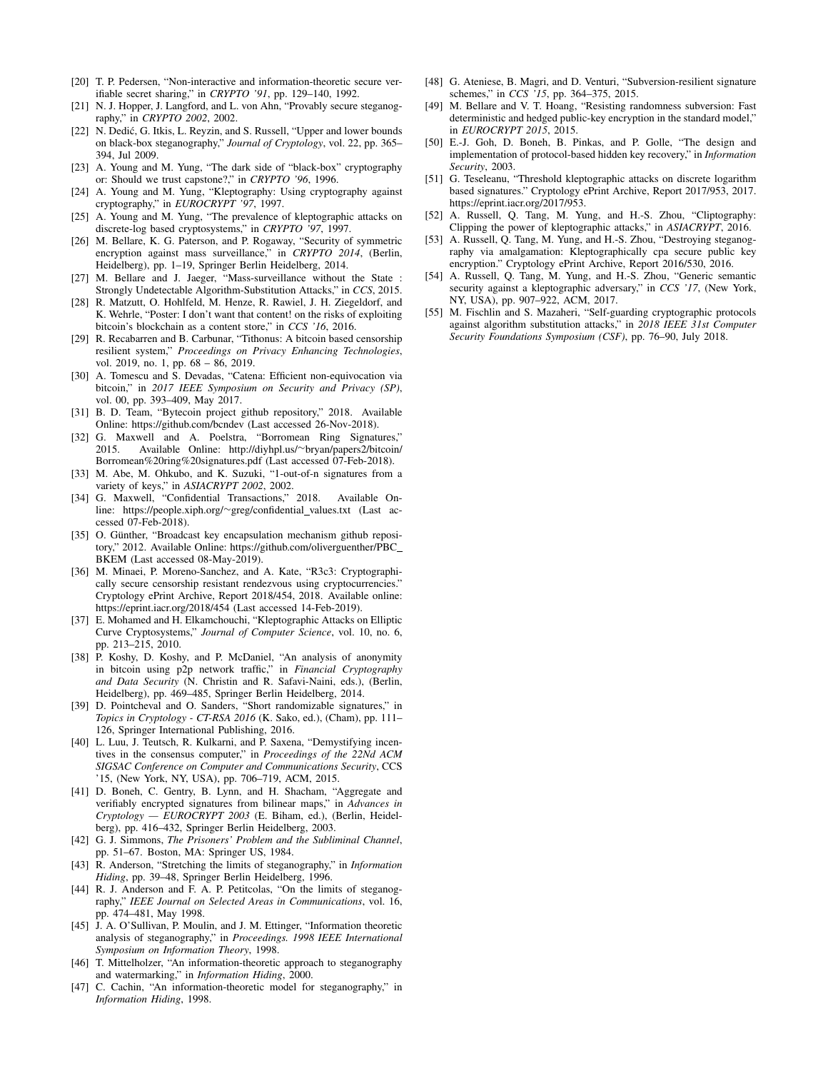[20] T. P. Pedersen, "Non-interactive and information-theoretic secure verifiable secret sharing," in *CRYPTO '91*, pp. 129–140, 1992.

[21] N. J. Hopper, J. Langford, and L. von Ahn, "Provably secure steganography," in *CRYPTO 2002*, 2002.

[22] N. Dedić, G. Itkis, L. Reyzin, and S. Russell, "Upper and lower bounds on black-box steganography," *Journal of Cryptology*, vol. 22, pp. 365–394, Jul 2009.

[23] A. Young and M. Yung, "The dark side of "black-box" cryptography or: Should we trust capstone?," in *CRYPTO '96*, 1996.

[24] A. Young and M. Yung, "Kleptography: Using cryptography against cryptography," in *EUROCRYPT '97*, 1997.

[25] A. Young and M. Yung, "The prevalence of kleptographic attacks on discrete-log based cryptosystems," in *CRYPTO '97*, 1997.

[26] M. Bellare, K. G. Paterson, and P. Rogaway, "Security of symmetric encryption against mass surveillance," in *CRYPTO 2014*, (Berlin, Heidelberg), pp. 1–19, Springer Berlin Heidelberg, 2014.

[27] M. Bellare and J. Jaeger, "Mass-surveillance without the State : Strongly Undetectable Algorithm-Substitution Attacks," in *CCS*, 2015.

[28] R. Matzutt, O. Hohlfeld, M. Henze, R. Rawiel, J. H. Ziegeldorf, and K. Wehrle, "Poster: I don't want that content! on the risks of exploiting bitcoin's blockchain as a content store," in *CCS '16*, 2016.

[29] R. Recabarren and B. Carbunar, "Tithonus: A bitcoin based censorship resilient system," *Proceedings on Privacy Enhancing Technologies*, vol. 2019, no. 1, pp. 68 – 86, 2019.

[30] A. Tomescu and S. Devadas, "Catena: Efficient non-equivocation via bitcoin," in *2017 IEEE Symposium on Security and Privacy (SP)*, vol. 00, pp. 393–409, May 2017.

[31] B. D. Team, "Bytecoin project github repository," 2018. Available Online: https://github.com/bcndev (Last accessed 26-Nov-2018).

[32] G. Maxwell and A. Poelstra, "Borromean Ring Signatures," 2015. Available Online: http://diyhpl.us/~bryan/papers2/bitcoin/Borromean%20ring%20signatures.pdf (Last accessed 07-Feb-2018).

[33] M. Abe, M. Ohkubo, and K. Suzuki, "1-out-of-n signatures from a variety of keys," in *ASIACRYPT 2002*, 2002.

[34] G. Maxwell, "Confidential Transactions," 2018. Available Online: https://people.xiph.org/~greg/confidential_values.txt (Last accessed 07-Feb-2018).

[35] O. Günther, "Broadcast key encapsulation mechanism github repository," 2012. Available Online: https://github.com/oliverguenther/PBC_BKEM (Last accessed 08-May-2019).

[36] M. Minaei, P. Moreno-Sanchez, and A. Kate, "R3c3: Cryptographically secure censorship resistant rendezvous using cryptocurrencies." Cryptology ePrint Archive, Report 2018/454, 2018. Available online: https://eprint.iacr.org/2018/454 (Last accessed 14-Feb-2019).

[37] E. Mohamed and H. Elkamchouchi, "Kleptographic Attacks on Elliptic Curve Cryptosystems," *Journal of Computer Science*, vol. 10, no. 6, pp. 213–215, 2010.

[38] P. Koshy, D. Koshy, and P. McDaniel, "An analysis of anonymity in bitcoin using p2p network traffic," in *Financial Cryptography and Data Security* (N. Christin and R. Safavi-Naini, eds.), (Berlin, Heidelberg), pp. 469–485, Springer Berlin Heidelberg, 2014.

[39] D. Pointcheval and O. Sanders, "Short randomizable signatures," in *Topics in Cryptology - CT-RSA 2016* (K. Sako, ed.), (Cham), pp. 111–126, Springer International Publishing, 2016.

[40] L. Luu, J. Teutsch, R. Kulkarni, and P. Saxena, "Demystifying incentives in the consensus computer," in *Proceedings of the 22Nd ACM SIGSAC Conference on Computer and Communications Security*, CCS '15, (New York, NY, USA), pp. 706–719, ACM, 2015.

[41] D. Boneh, C. Gentry, B. Lynn, and H. Shacham, "Aggregate and verifiably encrypted signatures from bilinear maps," in *Advances in Cryptology — EUROCRYPT 2003* (E. Biham, ed.), (Berlin, Heidelberg), pp. 416–432, Springer Berlin Heidelberg, 2003.

[42] G. J. Simmons, *The Prisoners' Problem and the Subliminal Channel*, pp. 51–67. Boston, MA: Springer US, 1984.

[43] R. Anderson, "Stretching the limits of steganography," in *Information Hiding*, pp. 39–48, Springer Berlin Heidelberg, 1996.

[44] R. J. Anderson and F. A. P. Petitcolas, "On the limits of steganography," *IEEE Journal on Selected Areas in Communications*, vol. 16, pp. 474–481, May 1998.

[45] J. A. O'Sullivan, P. Moulin, and J. M. Ettinger, "Information theoretic analysis of steganography," in *Proceedings. 1998 IEEE International Symposium on Information Theory*, 1998.

[46] T. Mittelholzer, "An information-theoretic approach to steganography and watermarking," in *Information Hiding*, 2000.

[47] C. Cachin, "An information-theoretic model for steganography," in *Information Hiding*, 1998.

[48] G. Ateniese, B. Magri, and D. Venturi, "Subversion-resilient signature schemes," in *CCS '15*, pp. 364–375, 2015.

[49] M. Bellare and V. T. Hoang, "Resisting randomness subversion: Fast deterministic and hedged public-key encryption in the standard model," in *EUROCRYPT 2015*, 2015.

[50] E.-J. Goh, D. Boneh, B. Pinkas, and P. Golle, "The design and implementation of protocol-based hidden key recovery," in *Information Security*, 2003.

[51] G. Teseleanu, "Threshold kleptographic attacks on discrete logarithm based signatures." Cryptology ePrint Archive, Report 2017/953, 2017. https://eprint.iacr.org/2017/953.

[52] A. Russell, Q. Tang, M. Yung, and H.-S. Zhou, "Cliptography: Clipping the power of kleptographic attacks," in *ASIACRYPT*, 2016.

[53] A. Russell, Q. Tang, M. Yung, and H.-S. Zhou, "Destroying steganography via amalgamation: Kleptographically cpa secure public key encryption." Cryptology ePrint Archive, Report 2016/530, 2016.

[54] A. Russell, Q. Tang, M. Yung, and H.-S. Zhou, "Generic semantic security against a kleptographic adversary," in *CCS '17*, (New York, NY, USA), pp. 907–922, ACM, 2017.

[55] M. Fischlin and S. Mazaheri, "Self-guarding cryptographic protocols against algorithm substitution attacks," in *2018 IEEE 31st Computer Security Foundations Symposium (CSF)*, pp. 76–90, July 2018.